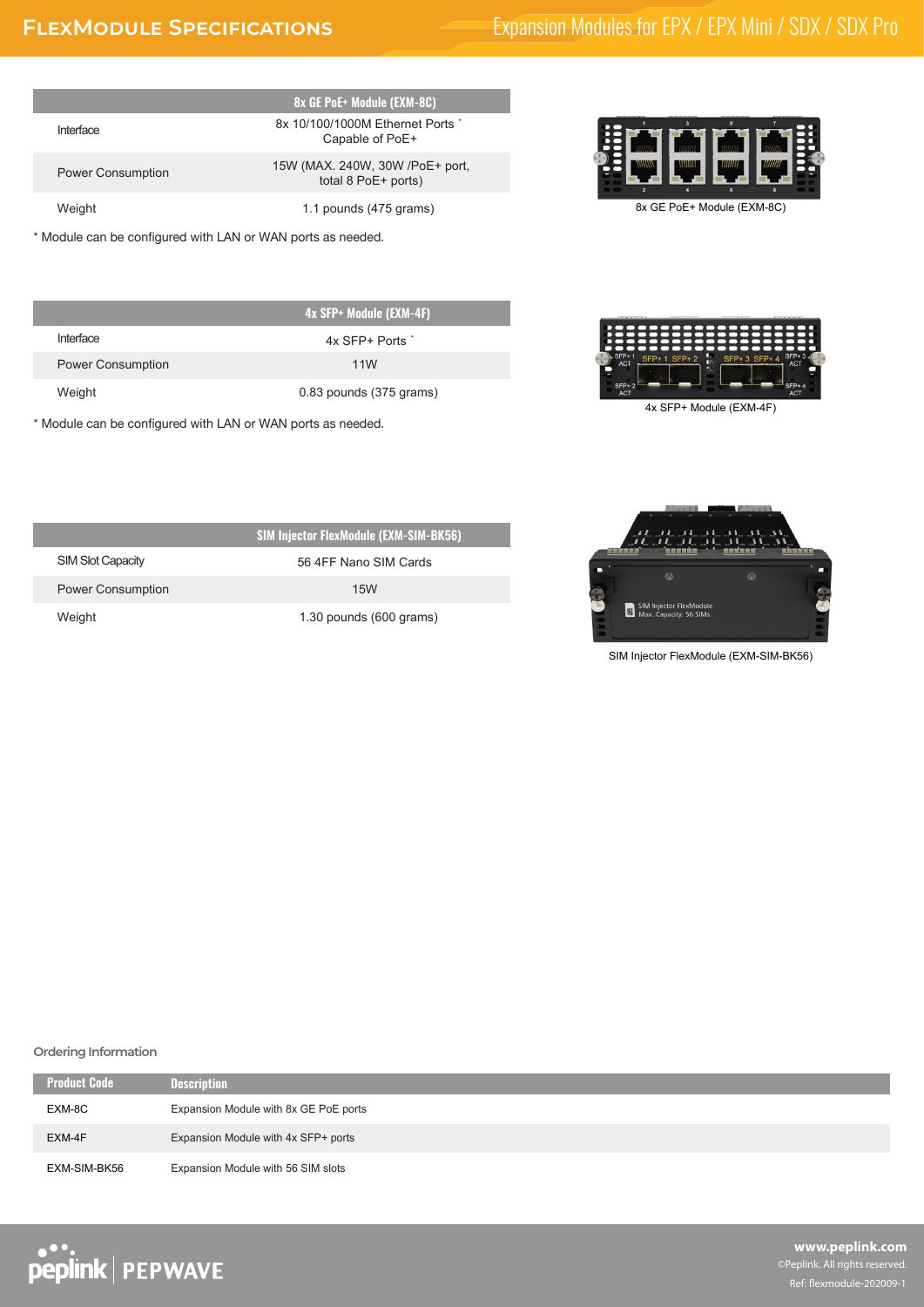# FlexModule Specifications

## Expansion Modules for EPX / EPX Mini / SDX / SDX Pro

| | 8x GE PoE+ Module (EXM-8C) |
|---|---|
| Interface | 8x 10/100/1000M Ethernet Ports * Capable of PoE+ |
| Power Consumption | 15W (MAX. 240W, 30W /PoE+ port, total 8 PoE+ ports) |
| Weight | 1.1 pounds (475 grams) |

* Module can be configured with LAN or WAN ports as needed.

8x GE PoE+ Module (EXM-8C)

| | 4x SFP+ Module (EXM-4F) |
|---|---|
| Interface | 4x SFP+ Ports * |
| Power Consumption | 11W |
| Weight | 0.83 pounds (375 grams) |

* Module can be configured with LAN or WAN ports as needed.

4x SFP+ Module (EXM-4F)

| | SIM Injector FlexModule (EXM-SIM-BK56) |
|---|---|
| SIM Slot Capacity | 56 4FF Nano SIM Cards |
| Power Consumption | 15W |
| Weight | 1.30 pounds (600 grams) |

SIM Injector FlexModule (EXM-SIM-BK56)

### Ordering Information

| Product Code | Description |
|---|---|
| EXM-8C | Expansion Module with 8x GE PoE ports |
| EXM-4F | Expansion Module with 4x SFP+ ports |
| EXM-SIM-BK56 | Expansion Module with 56 SIM slots |

www.peplink.com
©Peplink. All rights reserved.
Ref: flexmodule-202009-1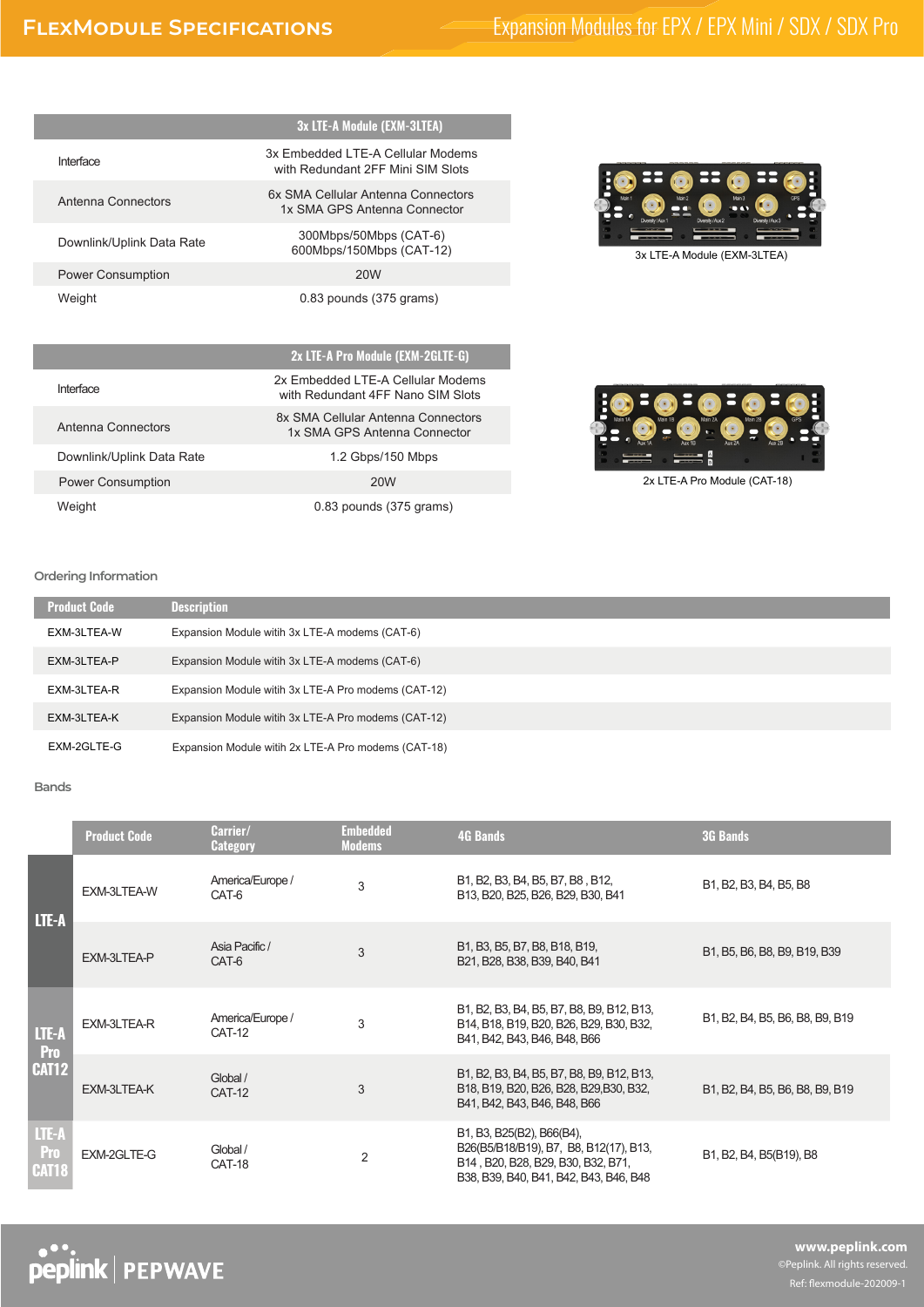# FlexModule Specifications

## Expansion Modules for EPX / EPX Mini / SDX / SDX Pro

| | 3x LTE-A Module (EXM-3LTEA) |
|---|---|
| Interface | 3x Embedded LTE-A Cellular Modems with Redundant 2FF Mini SIM Slots |
| Antenna Connectors | 6x SMA Cellular Antenna Connectors 1x SMA GPS Antenna Connector |
| Downlink/Uplink Data Rate | 300Mbps/50Mbps (CAT-6) 600Mbps/150Mbps (CAT-12) |
| Power Consumption | 20W |
| Weight | 0.83 pounds (375 grams) |

3x LTE-A Module (EXM-3LTEA)

| | 2x LTE-A Pro Module (EXM-2GLTE-G) |
|---|---|
| Interface | 2x Embedded LTE-A Cellular Modems with Redundant 4FF Nano SIM Slots |
| Antenna Connectors | 8x SMA Cellular Antenna Connectors 1x SMA GPS Antenna Connector |
| Downlink/Uplink Data Rate | 1.2 Gbps/150 Mbps |
| Power Consumption | 20W |
| Weight | 0.83 pounds (375 grams) |

2x LTE-A Pro Module (CAT-18)

### Ordering Information

| Product Code | Description |
|---|---|
| EXM-3LTEA-W | Expansion Module witih 3x LTE-A modems (CAT-6) |
| EXM-3LTEA-P | Expansion Module witih 3x LTE-A modems (CAT-6) |
| EXM-3LTEA-R | Expansion Module witih 3x LTE-A Pro modems (CAT-12) |
| EXM-3LTEA-K | Expansion Module witih 3x LTE-A Pro modems (CAT-12) |
| EXM-2GLTE-G | Expansion Module witih 2x LTE-A Pro modems (CAT-18) |

### Bands

| | Product Code | Carrier/ Category | Embedded Modems | 4G Bands | 3G Bands |
|---|---|---|---|---|---|
| LTE-A | EXM-3LTEA-W | America/Europe / CAT-6 | 3 | B1, B2, B3, B4, B5, B7, B8 , B12, B13, B20, B25, B26, B29, B30, B41 | B1, B2, B3, B4, B5, B8 |
| LTE-A | EXM-3LTEA-P | Asia Pacific / CAT-6 | 3 | B1, B3, B5, B7, B8, B18, B19, B21, B28, B38, B39, B40, B41 | B1, B5, B6, B8, B9, B19, B39 |
| LTE-A Pro CAT12 | EXM-3LTEA-R | America/Europe / CAT-12 | 3 | B1, B2, B3, B4, B5, B7, B8, B9, B12, B13, B14, B18, B19, B20, B26, B29, B30, B32, B41, B42, B43, B46, B48, B66 | B1, B2, B4, B5, B6, B8, B9, B19 |
| LTE-A Pro CAT12 | EXM-3LTEA-K | Global / CAT-12 | 3 | B1, B2, B3, B4, B5, B7, B8, B9, B12, B13, B18, B19, B20, B26, B28, B29,B30, B32, B41, B42, B43, B46, B48, B66 | B1, B2, B4, B5, B6, B8, B9, B19 |
| LTE-A Pro CAT18 | EXM-2GLTE-G | Global / CAT-18 | 2 | B1, B3, B25(B2), B66(B4), B26(B5/B18/B19), B7, B8, B12(17), B13, B14 , B20, B28, B29, B30, B32, B71, B38, B39, B40, B41, B42, B43, B46, B48 | B1, B2, B4, B5(B19), B8 |

www.peplink.com
©Peplink. All rights reserved.
Ref: flexmodule-202009-1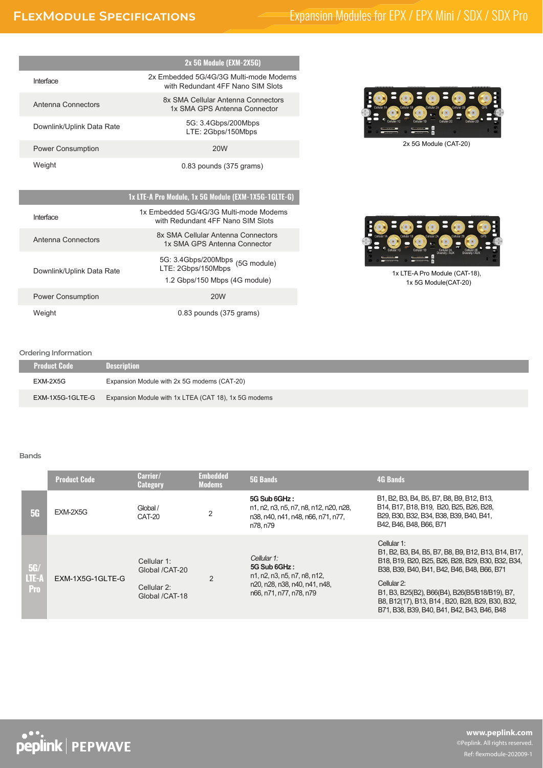# FlexModule Specifications

## Expansion Modules for EPX / EPX Mini / SDX / SDX Pro

| | 2x 5G Module (EXM-2X5G) |
|---|---|
| Interface | 2x Embedded 5G/4G/3G Multi-mode Modems with Redundant 4FF Nano SIM Slots |
| Antenna Connectors | 8x SMA Cellular Antenna Connectors<br>1x SMA GPS Antenna Connector |
| Downlink/Uplink Data Rate | 5G: 3.4Gbps/200Mbps<br>LTE: 2Gbps/150Mbps |
| Power Consumption | 20W |
| Weight | 0.83 pounds (375 grams) |

2x 5G Module (CAT-20)

| | 1x LTE-A Pro Module, 1x 5G Module (EXM-1X5G-1GLTE-G) |
|---|---|
| Interface | 1x Embedded 5G/4G/3G Multi-mode Modems with Redundant 4FF Nano SIM Slots |
| Antenna Connectors | 8x SMA Cellular Antenna Connectors<br>1x SMA GPS Antenna Connector |
| Downlink/Uplink Data Rate | 5G: 3.4Gbps/200Mbps<br>LTE: 2Gbps/150Mbps (5G module)<br>1.2 Gbps/150 Mbps (4G module) |
| Power Consumption | 20W |
| Weight | 0.83 pounds (375 grams) |

1x LTE-A Pro Module (CAT-18),
1x 5G Module(CAT-20)

### Ordering Information

| Product Code | Description |
|---|---|
| EXM-2X5G | Expansion Module with 2x 5G modems (CAT-20) |
| EXM-1X5G-1GLTE-G | Expansion Module with 1x LTEA (CAT 18), 1x 5G modems |

### Bands

| | Product Code | Carrier/ Category | Embedded Modems | 5G Bands | 4G Bands |
|---|---|---|---|---|---|
| 5G | EXM-2X5G | Global / CAT-20 | 2 | **5G Sub 6GHz :**<br>n1, n2, n3, n5, n7, n8, n12, n20, n28, n38, n40, n41, n48, n66, n71, n77, n78, n79 | B1, B2, B3, B4, B5, B7, B8, B9, B12, B13, B14, B17, B18, B19, B20, B25, B26, B28, B29, B30, B32, B34, B38, B39, B40, B41, B42, B46, B48, B66, B71 |
| 5G/ LTE-A Pro | EXM-1X5G-1GLTE-G | Cellular 1:<br>Global /CAT-20<br><br>Cellular 2:<br>Global /CAT-18 | 2 | *Cellular 1:*<br>**5G Sub 6GHz :**<br>n1, n2, n3, n5, n7, n8, n12, n20, n28, n38, n40, n41, n48, n66, n71, n77, n78, n79 | Cellular 1:<br>B1, B2, B3, B4, B5, B7, B8, B9, B12, B13, B14, B17, B18, B19, B20, B25, B26, B28, B29, B30, B32, B34, B38, B39, B40, B41, B42, B46, B48, B66, B71<br><br>Cellular 2:<br>B1, B3, B25(B2), B66(B4), B26(B5/B18/B19), B7, B8, B12(17), B13, B14 , B20, B28, B29, B30, B32, B71, B38, B39, B40, B41, B42, B43, B46, B48 |

peplink | PEPWAVE

www.peplink.com
©Peplink. All rights reserved.
Ref: flexmodule-202009-1